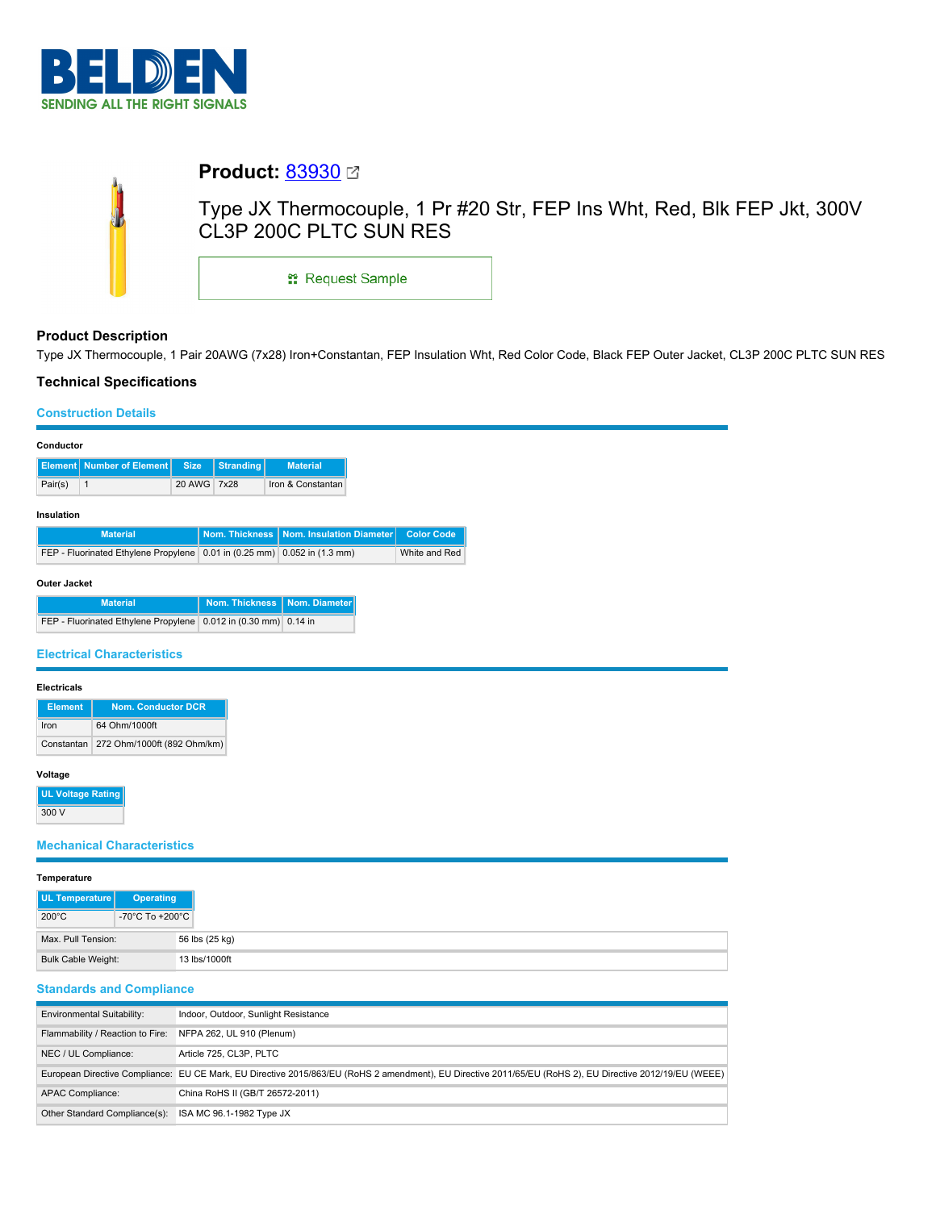# Product: [83930](#)

Type JX Thermocouple, 1 Pr #20 Str, FEP Ins Wht, Red, Blk FEP Jkt, 300V CL3P 200C PLTC SUN RES

Request Sample

## Product Description

Type JX Thermocouple, 1 Pair 20AWG (7x28) Iron+Constantan, FEP Insulation Wht, Red Color Code, Black FEP Outer Jacket, CL3P 200C PLTC SUN RES

## Technical Specifications

### Construction Details

**Conductor**

| Element | Number of Element | Size | Stranding | Material |
|---|---|---|---|---|
| Pair(s) | 1 | 20 AWG | 7x28 | Iron & Constantan |

**Insulation**

| Material | Nom. Thickness | Nom. Insulation Diameter | Color Code |
|---|---|---|---|
| FEP - Fluorinated Ethylene Propylene | 0.01 in (0.25 mm) | 0.052 in (1.3 mm) | White and Red |

**Outer Jacket**

| Material | Nom. Thickness | Nom. Diameter |
|---|---|---|
| FEP - Fluorinated Ethylene Propylene | 0.012 in (0.30 mm) | 0.14 in |

### Electrical Characteristics

**Electricals**

| Element | Nom. Conductor DCR |
|---|---|
| Iron | 64 Ohm/1000ft |
| Constantan | 272 Ohm/1000ft (892 Ohm/km) |

**Voltage**

| UL Voltage Rating |
|---|
| 300 V |

### Mechanical Characteristics

**Temperature**

| UL Temperature | Operating |
|---|---|
| 200°C | -70°C To +200°C |

| | |
|---|---|
| Max. Pull Tension: | 56 lbs (25 kg) |
| Bulk Cable Weight: | 13 lbs/1000ft |

### Standards and Compliance

| | |
|---|---|
| Environmental Suitability: | Indoor, Outdoor, Sunlight Resistance |
| Flammability / Reaction to Fire: | NFPA 262, UL 910 (Plenum) |
| NEC / UL Compliance: | Article 725, CL3P, PLTC |
| European Directive Compliance: | EU CE Mark, EU Directive 2015/863/EU (RoHS 2 amendment), EU Directive 2011/65/EU (RoHS 2), EU Directive 2012/19/EU (WEEE) |
| APAC Compliance: | China RoHS II (GB/T 26572-2011) |
| Other Standard Compliance(s): | ISA MC 96.1-1982 Type JX |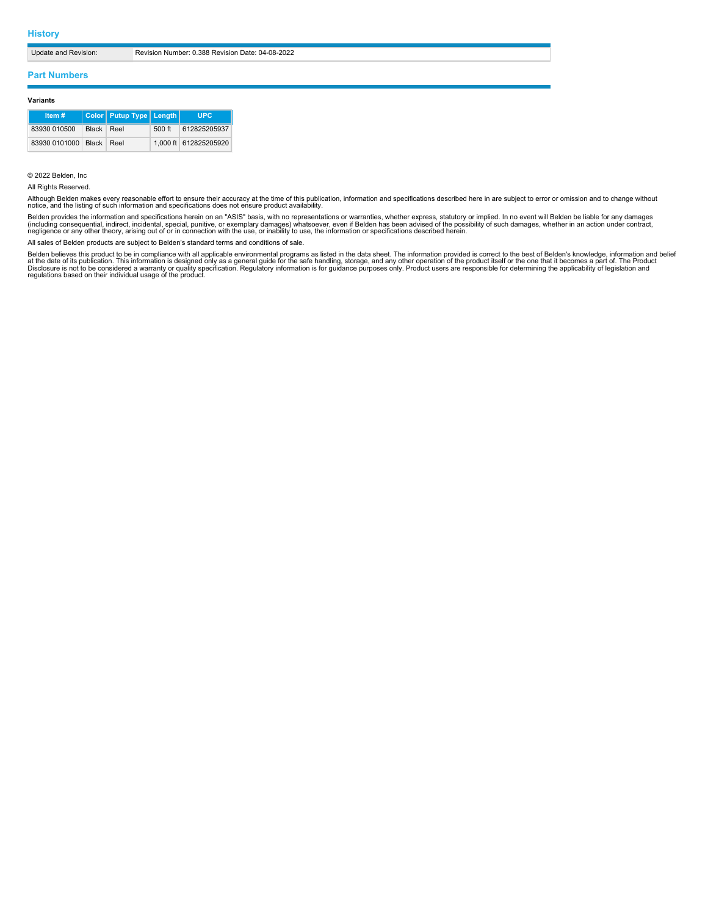## History

| | |
|---|---|
| Update and Revision: | Revision Number: 0.388 Revision Date: 04-08-2022 |

## Part Numbers

**Variants**

| Item # | Color | Putup Type | Length | UPC |
|---|---|---|---|---|
| 83930 010500 | Black | Reel | 500 ft | 612825205937 |
| 83930 0101000 | Black | Reel | 1,000 ft | 612825205920 |

© 2022 Belden, Inc

All Rights Reserved.

Although Belden makes every reasonable effort to ensure their accuracy at the time of this publication, information and specifications described here in are subject to error or omission and to change without notice, and the listing of such information and specifications does not ensure product availability.

Belden provides the information and specifications herein on an "ASIS" basis, with no representations or warranties, whether express, statutory or implied. In no event will Belden be liable for any damages (including consequential, indirect, incidental, special, punitive, or exemplary damages) whatsoever, even if Belden has been advised of the possibility of such damages, whether in an action under contract, negligence or any other theory, arising out of or in connection with the use, or inability to use, the information or specifications described herein.

All sales of Belden products are subject to Belden's standard terms and conditions of sale.

Belden believes this product to be in compliance with all applicable environmental programs as listed in the data sheet. The information provided is correct to the best of Belden's knowledge, information and belief at the date of its publication. This information is designed only as a general guide for the safe handling, storage, and any other operation of the product itself or the one that it becomes a part of. The Product Disclosure is not to be considered a warranty or quality specification. Regulatory information is for guidance purposes only. Product users are responsible for determining the applicability of legislation and regulations based on their individual usage of the product.